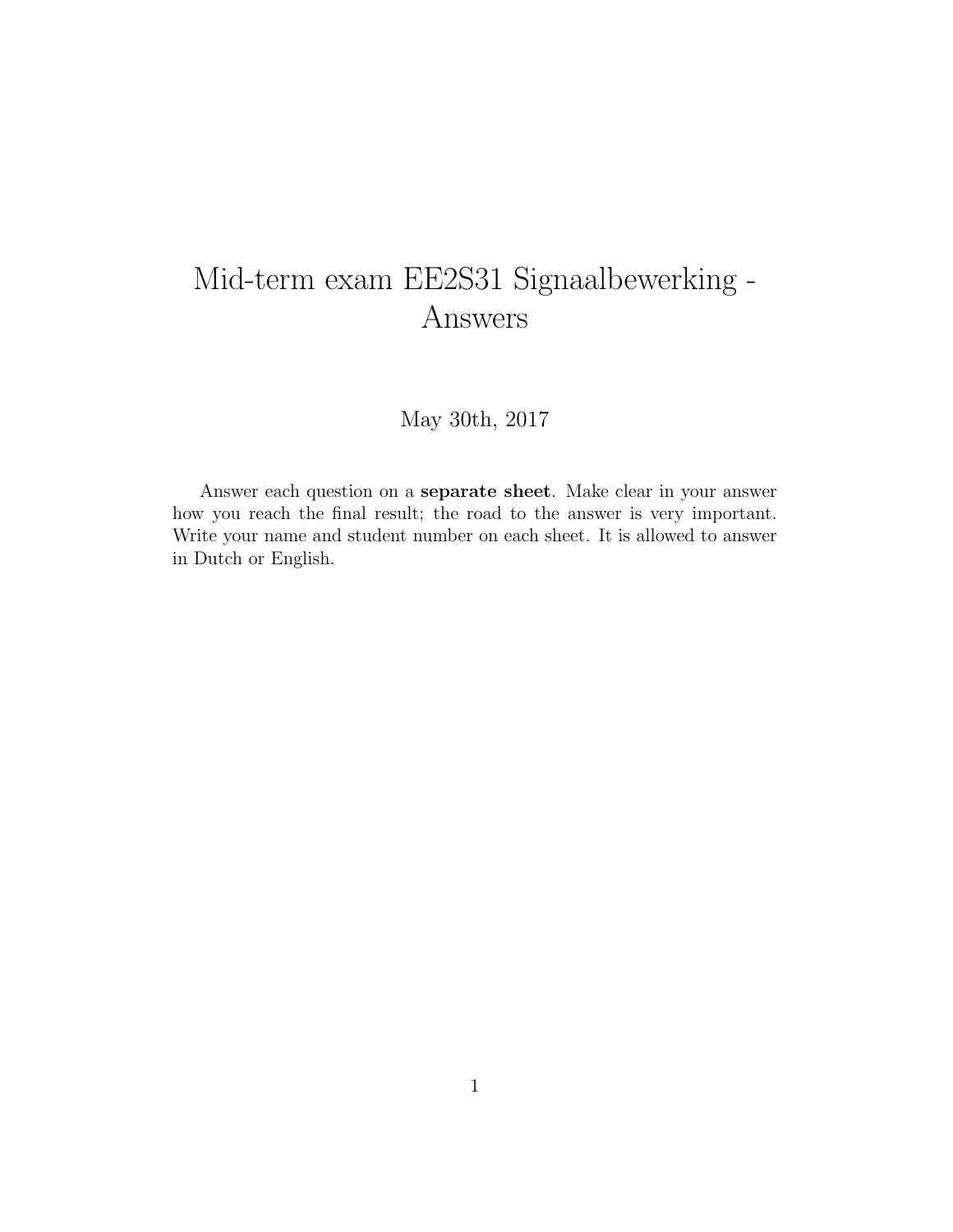# Mid-term exam EE2S31 Signaalbewerking - Answers

May 30th, 2017

Answer each question on a **separate sheet**. Make clear in your answer how you reach the final result; the road to the answer is very important. Write your name and student number on each sheet. It is allowed to answer in Dutch or English.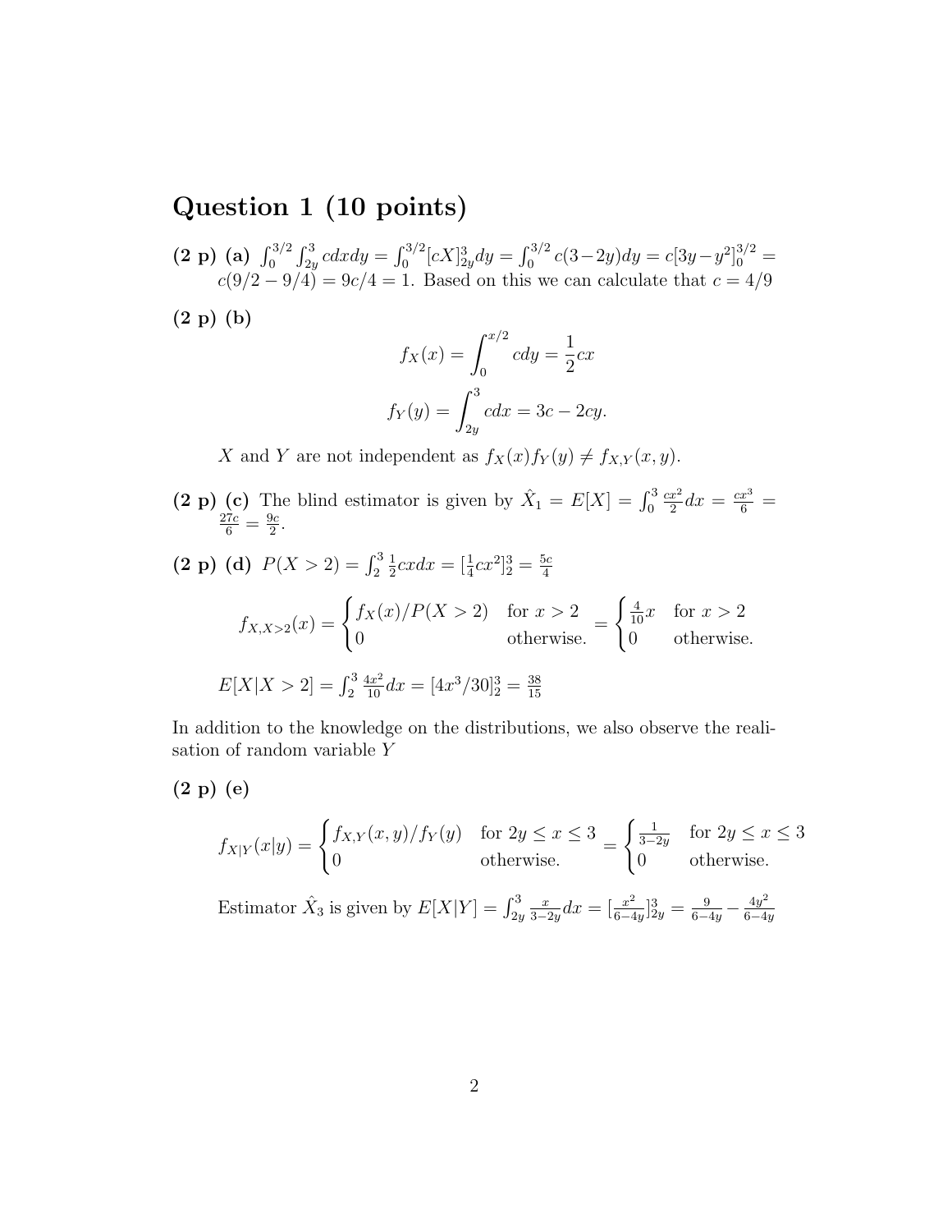# Question 1 (10 points)

**(2 p) (a)** $\int_0^{3/2}\int_{2y}^{3} cdxdy = \int_0^{3/2}[cX]_{2y}^{3}dy = \int_0^{3/2} c(3-2y)dy = c[3y-y^2]_0^{3/2} = c(9/2-9/4) = 9c/4 = 1$. Based on this we can calculate that $c = 4/9$

**(2 p) (b)**

$$f_X(x) = \int_0^{x/2} cdy = \frac{1}{2}cx$$

$$f_Y(y) = \int_{2y}^{3} cdx = 3c - 2cy.$$

$X$ and $Y$ are not independent as $f_X(x)f_Y(y) \neq f_{X,Y}(x,y)$.

**(2 p) (c)** The blind estimator is given by $\hat{X}_1 = E[X] = \int_0^3 \frac{cx^2}{2}dx = \frac{cx^3}{6} = \frac{27c}{6} = \frac{9c}{2}$.

**(2 p) (d)** $P(X > 2) = \int_2^3 \frac{1}{2}cxdx = [\frac{1}{4}cx^2]_2^3 = \frac{5c}{4}$

$$f_{X,X>2}(x) = \begin{cases} f_X(x)/P(X>2) & \text{for } x > 2 \\ 0 & \text{otherwise.} \end{cases} = \begin{cases} \frac{4}{10}x & \text{for } x > 2 \\ 0 & \text{otherwise.} \end{cases}$$

$E[X|X > 2] = \int_2^3 \frac{4x^2}{10}dx = [4x^3/30]_2^3 = \frac{38}{15}$

In addition to the knowledge on the distributions, we also observe the realisation of random variable $Y$

**(2 p) (e)**

$$f_{X|Y}(x|y) = \begin{cases} f_{X,Y}(x,y)/f_Y(y) & \text{for } 2y \leq x \leq 3 \\ 0 & \text{otherwise.} \end{cases} = \begin{cases} \frac{1}{3-2y} & \text{for } 2y \leq x \leq 3 \\ 0 & \text{otherwise.} \end{cases}$$

Estimator $\hat{X}_3$ is given by $E[X|Y] = \int_{2y}^{3} \frac{x}{3-2y}dx = [\frac{x^2}{6-4y}]_{2y}^{3} = \frac{9}{6-4y} - \frac{4y^2}{6-4y}$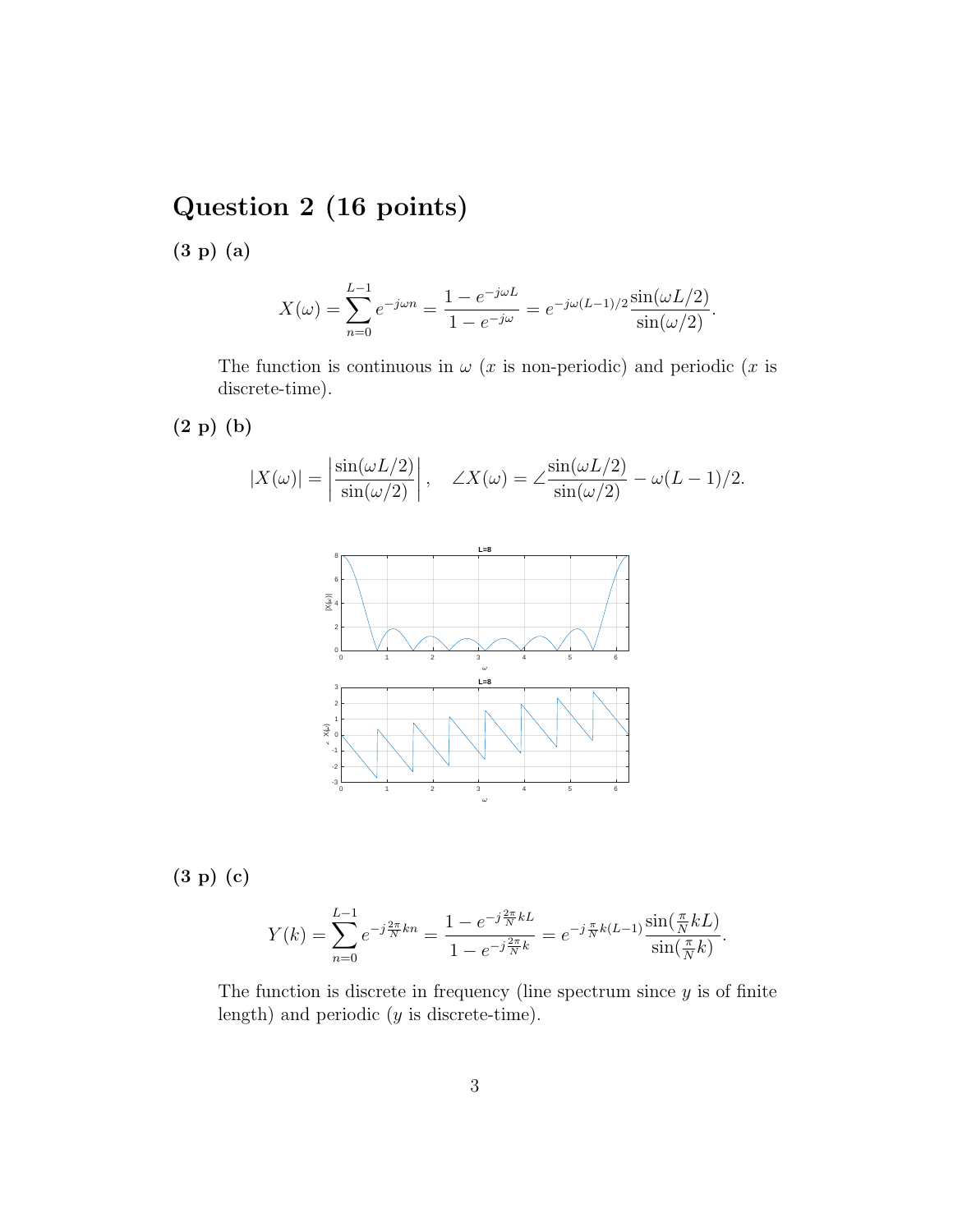# Question 2 (16 points)

**(3 p) (a)**

$$X(\omega) = \sum_{n=0}^{L-1} e^{-j\omega n} = \frac{1 - e^{-j\omega L}}{1 - e^{-j\omega}} = e^{-j\omega(L-1)/2} \frac{\sin(\omega L/2)}{\sin(\omega/2)}.$$

The function is continuous in $\omega$ ($x$ is non-periodic) and periodic ($x$ is discrete-time).

**(2 p) (b)**

$$|X(\omega)| = \left| \frac{\sin(\omega L/2)}{\sin(\omega/2)} \right|, \quad \angle X(\omega) = \angle \frac{\sin(\omega L/2)}{\sin(\omega/2)} - \omega(L-1)/2.$$

**(3 p) (c)**

$$Y(k) = \sum_{n=0}^{L-1} e^{-j\frac{2\pi}{N}kn} = \frac{1 - e^{-j\frac{2\pi}{N}kL}}{1 - e^{-j\frac{2\pi}{N}k}} = e^{-j\frac{\pi}{N}k(L-1)} \frac{\sin(\frac{\pi}{N}kL)}{\sin(\frac{\pi}{N}k)}.$$

The function is discrete in frequency (line spectrum since $y$ is of finite length) and periodic ($y$ is discrete-time).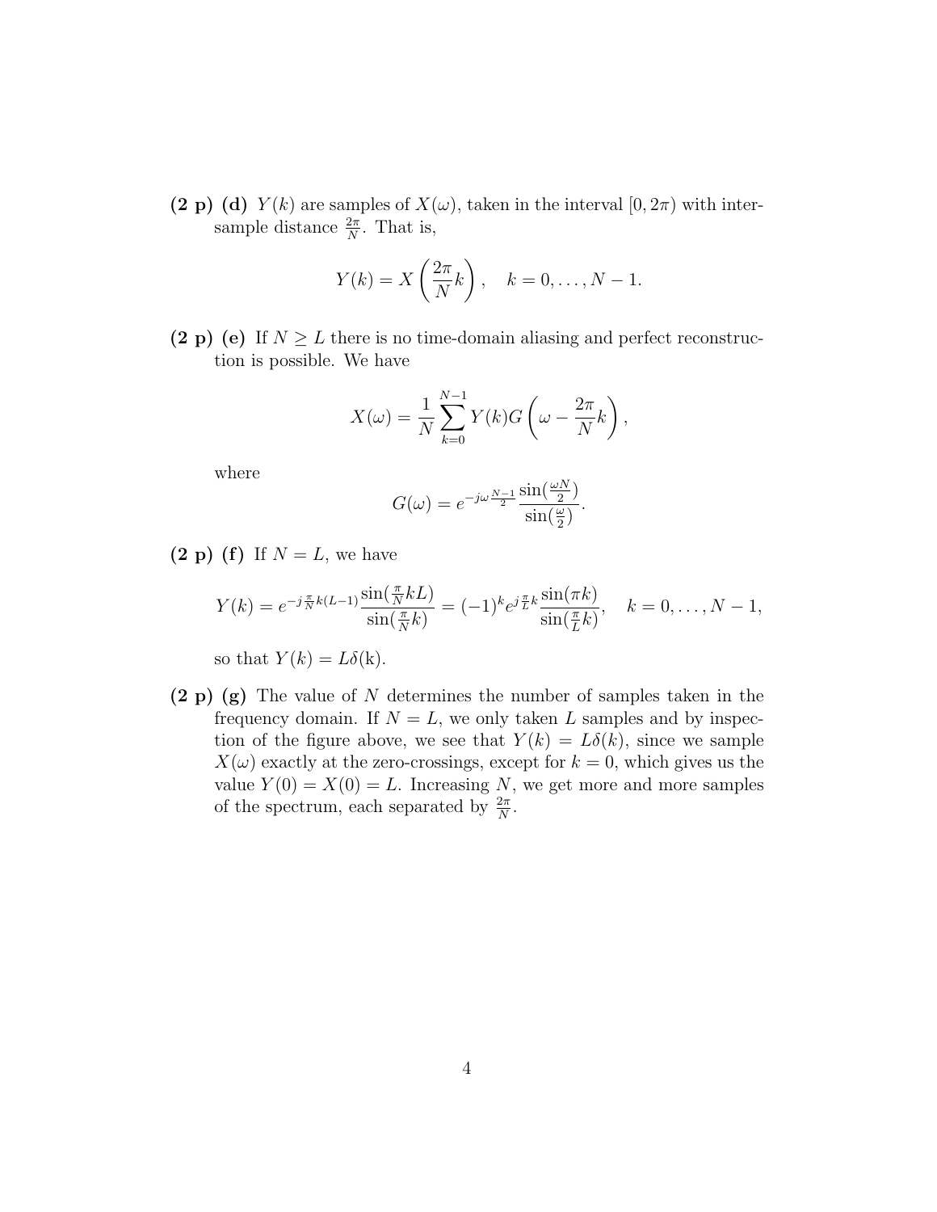**(2 p) (d)** $Y(k)$ are samples of $X(\omega)$, taken in the interval $[0, 2\pi)$ with inter-sample distance $\frac{2\pi}{N}$. That is,

$$Y(k) = X\left(\frac{2\pi}{N}k\right), \quad k = 0, \ldots, N-1.$$

**(2 p) (e)** If $N \geq L$ there is no time-domain aliasing and perfect reconstruction is possible. We have

$$X(\omega) = \frac{1}{N}\sum_{k=0}^{N-1} Y(k) G\left(\omega - \frac{2\pi}{N}k\right),$$

where

$$G(\omega) = e^{-j\omega\frac{N-1}{2}} \frac{\sin(\frac{\omega N}{2})}{\sin(\frac{\omega}{2})}.$$

**(2 p) (f)** If $N = L$, we have

$$Y(k) = e^{-j\frac{\pi}{N}k(L-1)} \frac{\sin(\frac{\pi}{N}kL)}{\sin(\frac{\pi}{N}k)} = (-1)^k e^{j\frac{\pi}{L}k} \frac{\sin(\pi k)}{\sin(\frac{\pi}{L}k)}, \quad k = 0, \ldots, N-1,$$

so that $Y(k) = L\delta(\text{k})$.

**(2 p) (g)** The value of $N$ determines the number of samples taken in the frequency domain. If $N = L$, we only taken $L$ samples and by inspection of the figure above, we see that $Y(k) = L\delta(k)$, since we sample $X(\omega)$ exactly at the zero-crossings, except for $k = 0$, which gives us the value $Y(0) = X(0) = L$. Increasing $N$, we get more and more samples of the spectrum, each separated by $\frac{2\pi}{N}$.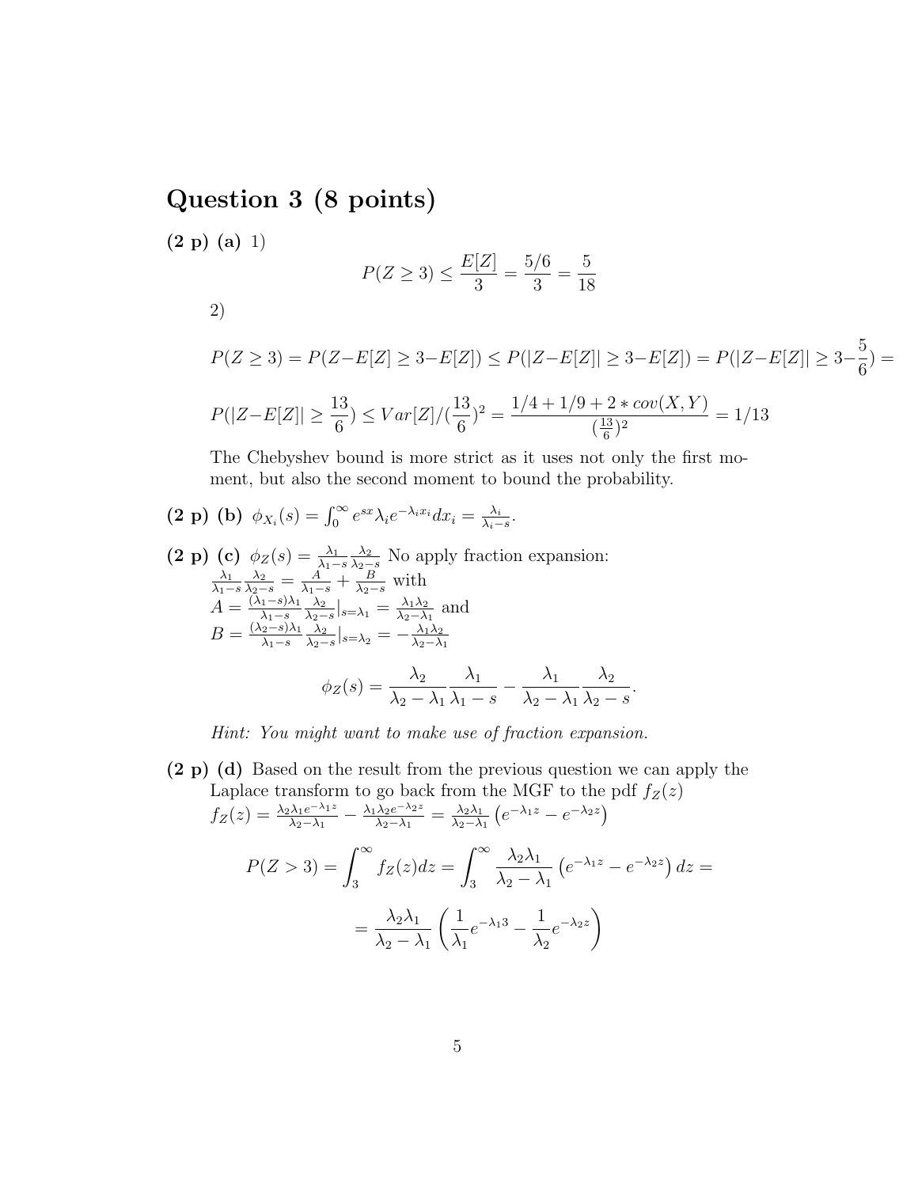## Question 3 (8 points)

**(2 p) (a)** 1)

$$P(Z \geq 3) \leq \frac{E[Z]}{3} = \frac{5/6}{3} = \frac{5}{18}$$

2)

$$P(Z \geq 3) = P(Z - E[Z] \geq 3 - E[Z]) \leq P(|Z - E[Z]| \geq 3 - E[Z]) = P(|Z - E[Z]| \geq 3 - \frac{5}{6}) =$$

$$P(|Z - E[Z]| \geq \frac{13}{6}) \leq Var[Z]/(\frac{13}{6})^2 = \frac{1/4 + 1/9 + 2 * cov(X, Y)}{(\frac{13}{6})^2} = 1/13$$

The Chebyshev bound is more strict as it uses not only the first moment, but also the second moment to bound the probability.

**(2 p) (b)** $\phi_{X_i}(s) = \int_0^\infty e^{sx} \lambda_i e^{-\lambda_i x_i} dx_i = \frac{\lambda_i}{\lambda_i - s}$.

**(2 p) (c)** $\phi_Z(s) = \frac{\lambda_1}{\lambda_1 - s} \frac{\lambda_2}{\lambda_2 - s}$ No apply fraction expansion:
$\frac{\lambda_1}{\lambda_1 - s} \frac{\lambda_2}{\lambda_2 - s} = \frac{A}{\lambda_1 - s} + \frac{B}{\lambda_2 - s}$ with
$A = \frac{(\lambda_1 - s)\lambda_1}{\lambda_1 - s} \frac{\lambda_2}{\lambda_2 - s}|_{s=\lambda_1} = \frac{\lambda_1 \lambda_2}{\lambda_2 - \lambda_1}$ and
$B = \frac{(\lambda_2 - s)\lambda_1}{\lambda_1 - s} \frac{\lambda_2}{\lambda_2 - s}|_{s=\lambda_2} = -\frac{\lambda_1 \lambda_2}{\lambda_2 - \lambda_1}$

$$\phi_Z(s) = \frac{\lambda_2}{\lambda_2 - \lambda_1} \frac{\lambda_1}{\lambda_1 - s} - \frac{\lambda_1}{\lambda_2 - \lambda_1} \frac{\lambda_2}{\lambda_2 - s}.$$

*Hint: You might want to make use of fraction expansion.*

**(2 p) (d)** Based on the result from the previous question we can apply the Laplace transform to go back from the MGF to the pdf $f_Z(z)$
$f_Z(z) = \frac{\lambda_2 \lambda_1 e^{-\lambda_1 z}}{\lambda_2 - \lambda_1} - \frac{\lambda_1 \lambda_2 e^{-\lambda_2 z}}{\lambda_2 - \lambda_1} = \frac{\lambda_2 \lambda_1}{\lambda_2 - \lambda_1} \left( e^{-\lambda_1 z} - e^{-\lambda_2 z} \right)$

$$P(Z > 3) = \int_3^\infty f_Z(z) dz = \int_3^\infty \frac{\lambda_2 \lambda_1}{\lambda_2 - \lambda_1} \left( e^{-\lambda_1 z} - e^{-\lambda_2 z} \right) dz =$$

$$= \frac{\lambda_2 \lambda_1}{\lambda_2 - \lambda_1} \left( \frac{1}{\lambda_1} e^{-\lambda_1 3} - \frac{1}{\lambda_2} e^{-\lambda_2 z} \right)$$